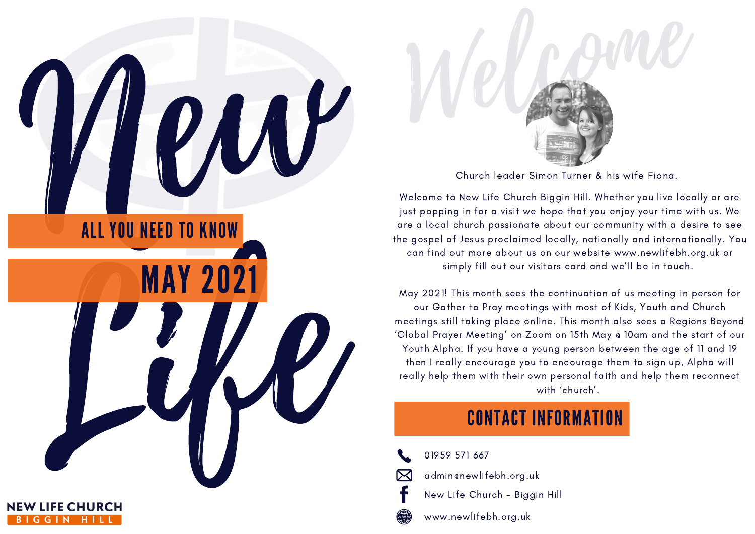# New Life

## ALL YOU NEED TO KNOW

## MAY 2021

NEW LIFE CHURCH
BIGGIN HILL

# Welcome

Church leader Simon Turner & his wife Fiona.

Welcome to New Life Church Biggin Hill. Whether you live locally or are just popping in for a visit we hope that you enjoy your time with us. We are a local church passionate about our community with a desire to see the gospel of Jesus proclaimed locally, nationally and internationally. You can find out more about us on our website www.newlifebh.org.uk or simply fill out our visitors card and we'll be in touch.

May 2021! This month sees the continuation of us meeting in person for our Gather to Pray meetings with most of Kids, Youth and Church meetings still taking place online. This month also sees a Regions Beyond 'Global Prayer Meeting' on Zoom on 15th May @ 10am and the start of our Youth Alpha. If you have a young person between the age of 11 and 19 then I really encourage you to encourage them to sign up, Alpha will really help them with their own personal faith and help them reconnect with 'church'.

## CONTACT INFORMATION

- 01959 571 667
- admin@newlifebh.org.uk
- New Life Church - Biggin Hill
- www.newlifebh.org.uk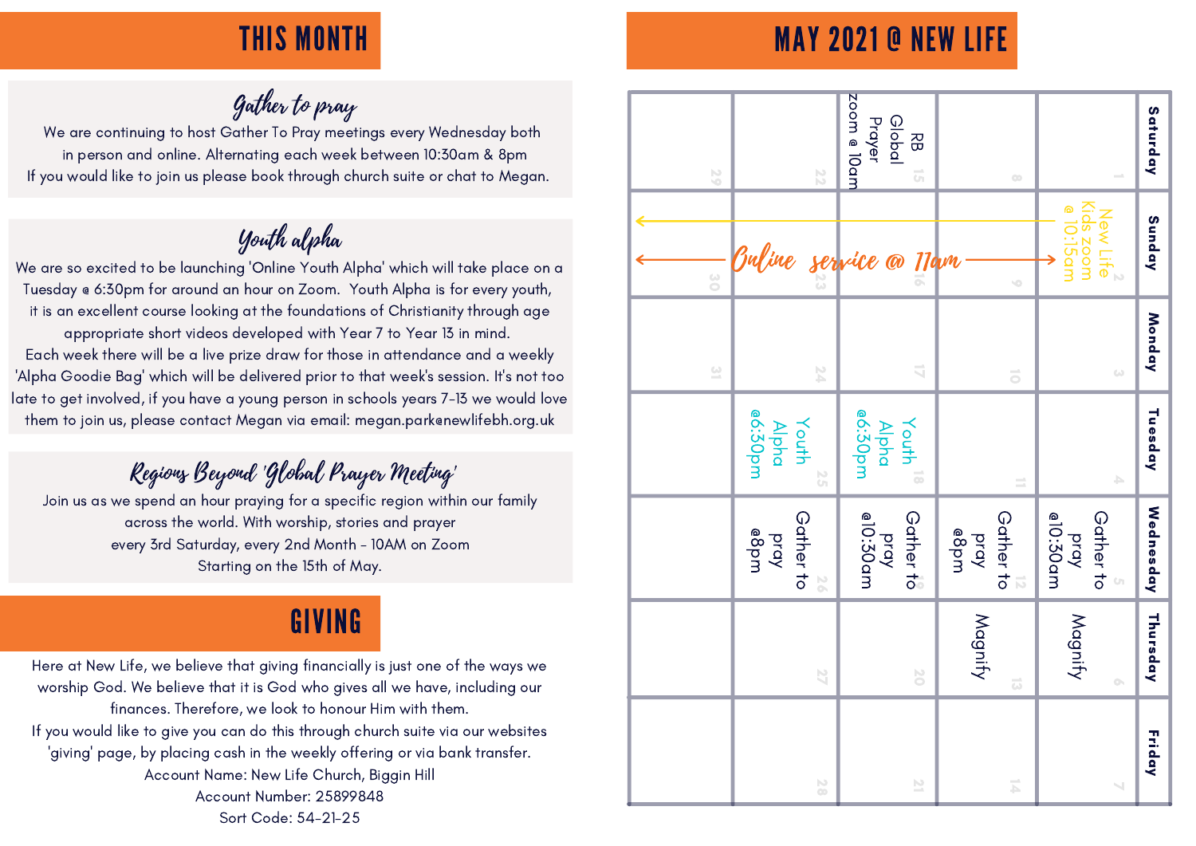# THIS MONTH

## Gather to pray

We are continuing to host Gather To Pray meetings every Wednesday both in person and online. Alternating each week between 10:30am & 8pm
If you would like to join us please book through church suite or chat to Megan.

## Youth alpha

We are so excited to be launching 'Online Youth Alpha' which will take place on a Tuesday @ 6:30pm for around an hour on Zoom. Youth Alpha is for every youth, it is an excellent course looking at the foundations of Christianity through age appropriate short videos developed with Year 7 to Year 13 in mind.
Each week there will be a live prize draw for those in attendance and a weekly 'Alpha Goodie Bag' which will be delivered prior to that week's session. It's not too late to get involved, if you have a young person in schools years 7-13 we would love them to join us, please contact Megan via email: megan.park@newlifebh.org.uk

## Regions Beyond 'Global Prayer Meeting'

Join us as we spend an hour praying for a specific region within our family across the world. With worship, stories and prayer
every 3rd Saturday, every 2nd Month - 10AM on Zoom
Starting on the 15th of May.

# GIVING

Here at New Life, we believe that giving financially is just one of the ways we worship God. We believe that it is God who gives all we have, including our finances. Therefore, we look to honour Him with them.
If you would like to give you can do this through church suite via our websites 'giving' page, by placing cash in the weekly offering or via bank transfer.
Account Name: New Life Church, Biggin Hill
Account Number: 25899848
Sort Code: 54-21-25

# MAY 2021 @ NEW LIFE

| Saturday | Sunday | Monday | Tuesday | Wednesday | Thursday | Friday |
|---|---|---|---|---|---|---|
| 1 | 2 New Life Kids zoom @ 10:15am; Online service @ 11am | 3 | 4 | 5 Gather to pray @10:30am | 6 Magnify | 7 |
| 8 | 9 New Life Kids zoom @ 10:15am; Online service @ 11am | 10 | 11 | 12 Gather to pray @8pm | 13 Magnify | 14 |
| 15 RB Global Prayer zoom @ 10am | 16 New Life Kids zoom @ 10:15am; Online service @ 11am | 17 | 18 Youth Alpha @6:30pm | 19 Gather to pray @10:30am | 20 | 21 |
| 22 | 23 New Life Kids zoom @ 10:15am; Online service @ 11am | 24 | 25 Youth Alpha @6:30pm | 26 Gather to pray @8pm | 27 | 28 |
| 29 | 30 New Life Kids zoom @ 10:15am; Online service @ 11am | 31 | | | | |